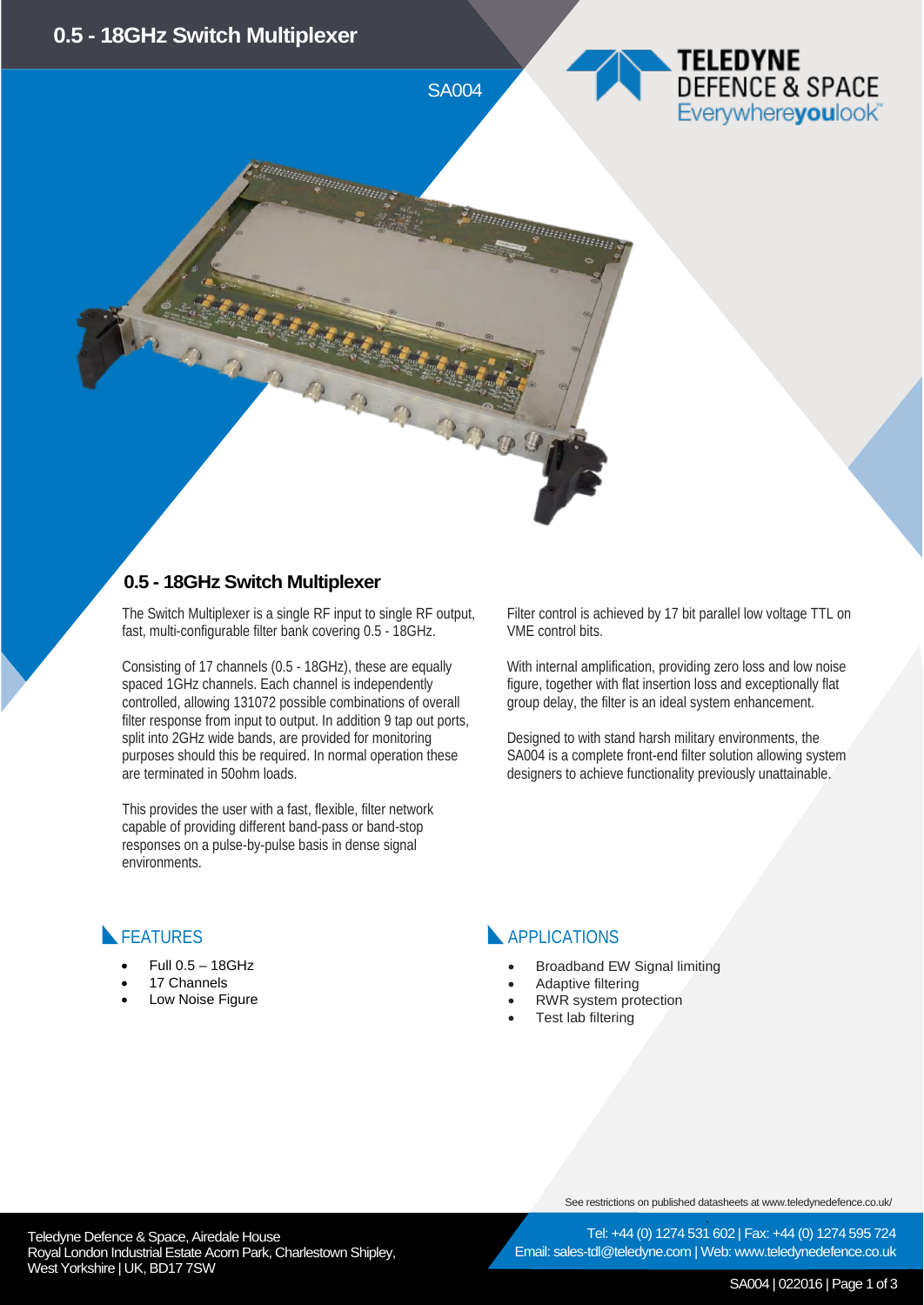# 0.5 - 18GHz Switch Multiplexer

SA004

## 0.5 - 18GHz Switch Multiplexer

The Switch Multiplexer is a single RF input to single RF output, fast, multi-configurable filter bank covering 0.5 - 18GHz.

Consisting of 17 channels (0.5 - 18GHz), these are equally spaced 1GHz channels. Each channel is independently controlled, allowing 131072 possible combinations of overall filter response from input to output. In addition 9 tap out ports, split into 2GHz wide bands, are provided for monitoring purposes should this be required. In normal operation these are terminated in 50ohm loads.

This provides the user with a fast, flexible, filter network capable of providing different band-pass or band-stop responses on a pulse-by-pulse basis in dense signal environments.

Filter control is achieved by 17 bit parallel low voltage TTL on VME control bits.

With internal amplification, providing zero loss and low noise figure, together with flat insertion loss and exceptionally flat group delay, the filter is an ideal system enhancement.

Designed to with stand harsh military environments, the SA004 is a complete front-end filter solution allowing system designers to achieve functionality previously unattainable.

## FEATURES

- Full 0.5 – 18GHz
- 17 Channels
- Low Noise Figure

## APPLICATIONS

- Broadband EW Signal limiting
- Adaptive filtering
- RWR system protection
- Test lab filtering

See restrictions on published datasheets at www.teledynedefence.co.uk/

Teledyne Defence & Space, Airedale House
Royal London Industrial Estate Acorn Park, Charlestown Shipley, West Yorkshire | UK, BD17 7SW

Tel: +44 (0) 1274 531 602 | Fax: +44 (0) 1274 595 724
Email: sales-tdl@teledyne.com | Web: www.teledynedefence.co.uk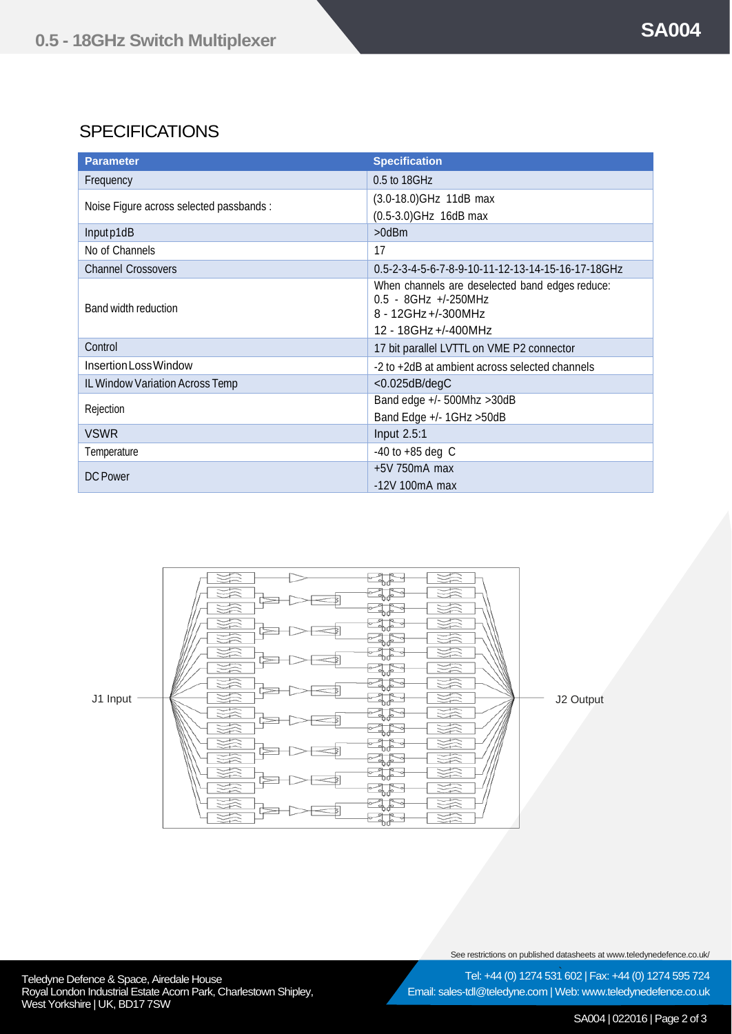## SPECIFICATIONS

| Parameter | Specification |
|---|---|
| Frequency | 0.5 to 18GHz |
| Noise Figure across selected passbands : | (3.0-18.0)GHz 11dB max<br>(0.5-3.0)GHz 16dB max |
| Input p1dB | >0dBm |
| No of Channels | 17 |
| Channel Crossovers | 0.5-2-3-4-5-6-7-8-9-10-11-12-13-14-15-16-17-18GHz |
| Band width reduction | When channels are deselected band edges reduce:<br>0.5 - 8GHz +/-250MHz<br>8 - 12GHz +/-300MHz<br>12 - 18GHz +/-400MHz |
| Control | 17 bit parallel LVTTL on VME P2 connector |
| Insertion Loss Window | -2 to +2dB at ambient across selected channels |
| IL Window Variation Across Temp | <0.025dB/degC |
| Rejection | Band edge +/- 500Mhz >30dB<br>Band Edge +/- 1GHz >50dB |
| VSWR | Input 2.5:1 |
| Temperature | -40 to +85 deg C |
| DC Power | +5V 750mA max<br>-12V 100mA max |

J1 Input

J2 Output

See restrictions on published datasheets at www.teledynedefence.co.uk/

Teledyne Defence & Space, Airedale House
Royal London Industrial Estate Acorn Park, Charlestown Shipley,
West Yorkshire | UK, BD17 7SW

Tel: +44 (0) 1274 531 602 | Fax: +44 (0) 1274 595 724
Email: sales-tdl@teledyne.com | Web: www.teledynedefence.co.uk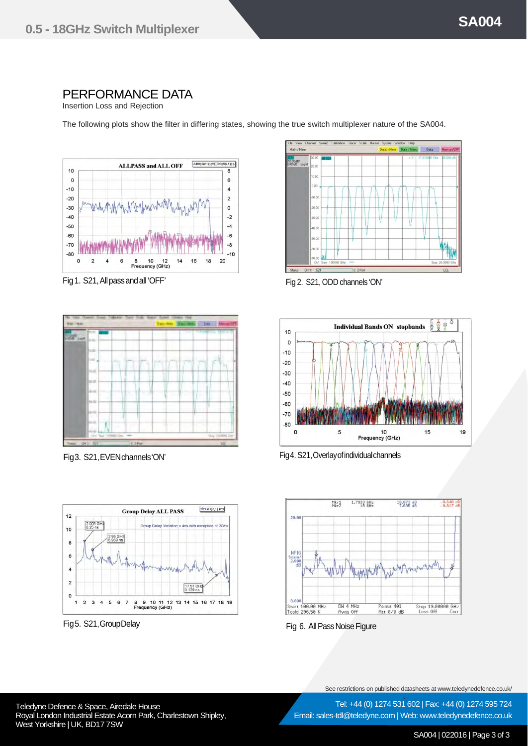# PERFORMANCE DATA

Insertion Loss and Rejection

The following plots show the filter in differing states, showing the true switch multiplexer nature of the SA004.

ALLPASS and ALL OFF

10
0
-10
-20
-30
-40
-50
-60
-70
-80

8
6
4
2
0
-2
-4
-6
-8
-10

0 2 4 6 8 10 12 14 16 18 20
Frequency (GHz)

Fig 1. S21, All pass and all 'OFF'

Fig 2. S21, ODD channels 'ON'

Fig 3. S21, EVEN channels 'ON'

Individual Bands ON stopbands

10
0
-10
-20
-30
-40
-50
-60
-70
-80

0 5 10 15 19
Frequency (GHz)

Fig 4. S21, Overlay of individual channels

Group Delay ALL PASS

GD(2,1) (ns)

Group Delay Variation < 4ns with exception of 2GHz

2.005 GHz
8.25 ns

2.95 GHz
6.939 ns

17.51 GHz
3.129 ns

12
10
8
6
4
2
0

1 2 3 4 5 6 7 8 9 10 11 12 13 14 15 16 17 18 19
Frequency (GHz)

Fig 5. S21, Group Delay

Mkr1 1.7933 GHz 10.873 dB -9.640 dB
Mkr2 18 GHz 7.695 dB -9.817 dB

20.00

NFIG
Scale/
2.000
dB

0.000

Start 100.00 MHz BW 4 MHz Points 401 Stop 19.00000 GHz
Tcold 296.50 K Avgs Off Att 0/0 dB Loss Off Corr

Fig 6. All Pass Noise Figure

See restrictions on published datasheets at www.teledynedefence.co.uk/

Teledyne Defence & Space, Airedale House
Royal London Industrial Estate Acorn Park, Charlestown Shipley,
West Yorkshire | UK, BD17 7SW

Tel: +44 (0) 1274 531 602 | Fax: +44 (0) 1274 595 724
Email: sales-tdl@teledyne.com | Web: www.teledynedefence.co.uk